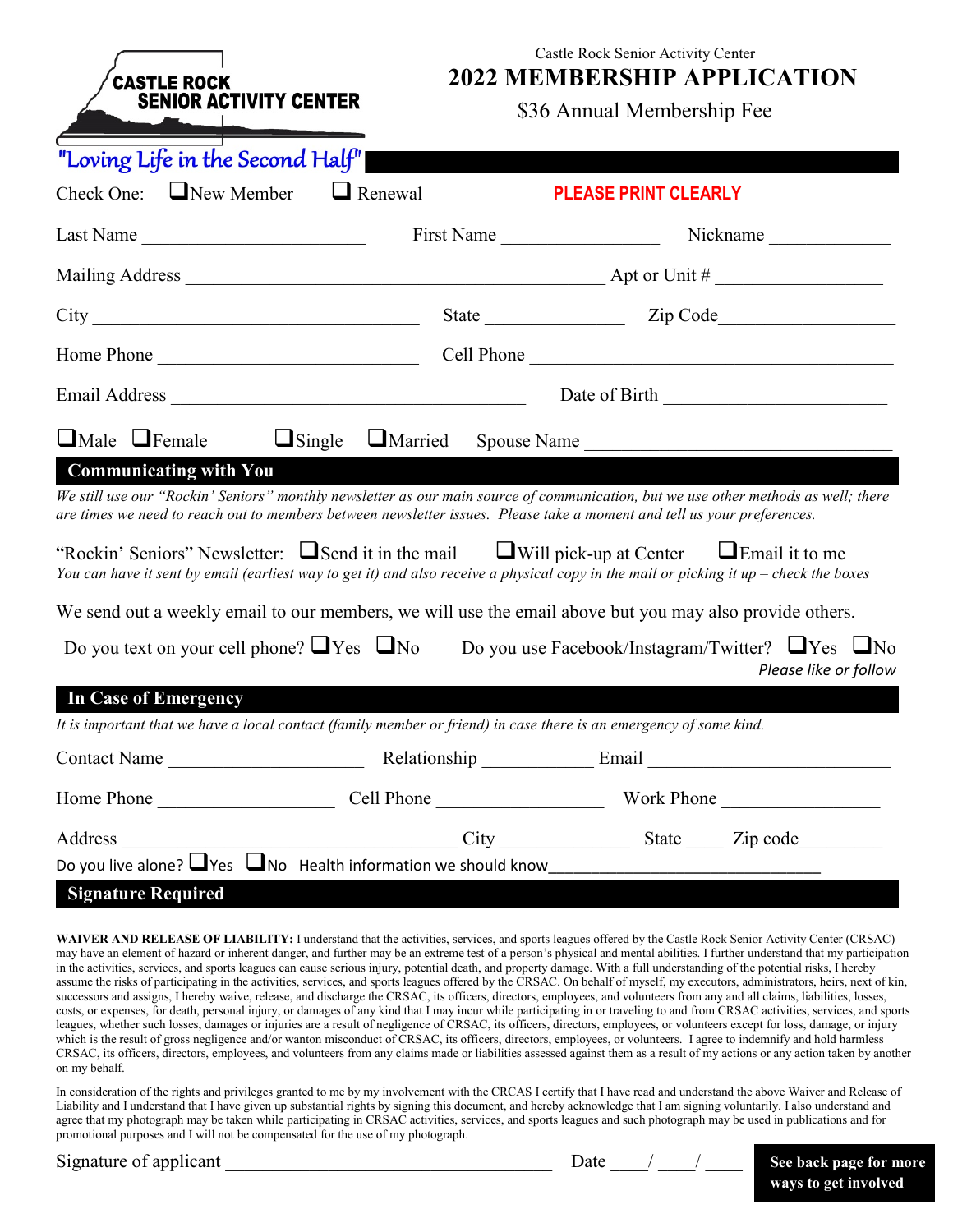CASTLE ROCK SENIOR ACTIVITY CENTER

Castle Rock Senior Activity Center

# 2022 MEMBERSHIP APPLICATION

$36 Annual Membership Fee

*"Loving Life in the Second Half"*

Check One: ❑ New Member ❑ Renewal **PLEASE PRINT CLEARLY**

Last Name ________________________ First Name _________________ Nickname _____________

Mailing Address _____________________________________________ Apt or Unit # __________________

City ___________________________________ State ______________ Zip Code__________________

Home Phone ____________________________ Cell Phone ________________________________________

Email Address _______________________________________ Date of Birth ________________________

❑ Male ❑ Female ❑ Single ❑ Married Spouse Name ___________________________________

## Communicating with You

*We still use our "Rockin' Seniors" monthly newsletter as our main source of communication, but we use other methods as well; there are times we need to reach out to members between newsletter issues. Please take a moment and tell us your preferences.*

"Rockin' Seniors" Newsletter: ❑ Send it in the mail ❑ Will pick-up at Center ❑ Email it to me

*You can have it sent by email (earliest way to get it) and also receive a physical copy in the mail or picking it up – check the boxes*

We send out a weekly email to our members, we will use the email above but you may also provide others.

Do you text on your cell phone? ❑ Yes ❑ No Do you use Facebook/Instagram/Twitter? ❑ Yes ❑ No

*Please like or follow*

## In Case of Emergency

*It is important that we have a local contact (family member or friend) in case there is an emergency of some kind.*

Contact Name ______________________ Relationship ____________ Email ___________________________

Home Phone ___________________ Cell Phone __________________ Work Phone _________________

Address _____________________________________ City ______________ State ____ Zip code_________

Do you live alone? ❑ Yes ❑ No Health information we should know________________________________

## Signature Required

**WAIVER AND RELEASE OF LIABILITY:** I understand that the activities, services, and sports leagues offered by the Castle Rock Senior Activity Center (CRSAC) may have an element of hazard or inherent danger, and further may be an extreme test of a person's physical and mental abilities. I further understand that my participation in the activities, services, and sports leagues can cause serious injury, potential death, and property damage. With a full understanding of the potential risks, I hereby assume the risks of participating in the activities, services, and sports leagues offered by the CRSAC. On behalf of myself, my executors, administrators, heirs, next of kin, successors and assigns, I hereby waive, release, and discharge the CRSAC, its officers, directors, employees, and volunteers from any and all claims, liabilities, losses, costs, or expenses, for death, personal injury, or damages of any kind that I may incur while participating in or traveling to and from CRSAC activities, services, and sports leagues, whether such losses, damages or injuries are a result of negligence of CRSAC, its officers, directors, employees, or volunteers except for loss, damage, or injury which is the result of gross negligence and/or wanton misconduct of CRSAC, its officers, directors, employees, or volunteers. I agree to indemnify and hold harmless CRSAC, its officers, directors, employees, and volunteers from any claims made or liabilities assessed against them as a result of my actions or any action taken by another on my behalf.

In consideration of the rights and privileges granted to me by my involvement with the CRCAS I certify that I have read and understand the above Waiver and Release of Liability and I understand that I have given up substantial rights by signing this document, and hereby acknowledge that I am signing voluntarily. I also understand and agree that my photograph may be taken while participating in CRSAC activities, services, and sports leagues and such photograph may be used in publications and for promotional purposes and I will not be compensated for the use of my photograph.

Signature of applicant ____________________________________ Date ____/ ____/ ____

**See back page for more ways to get involved**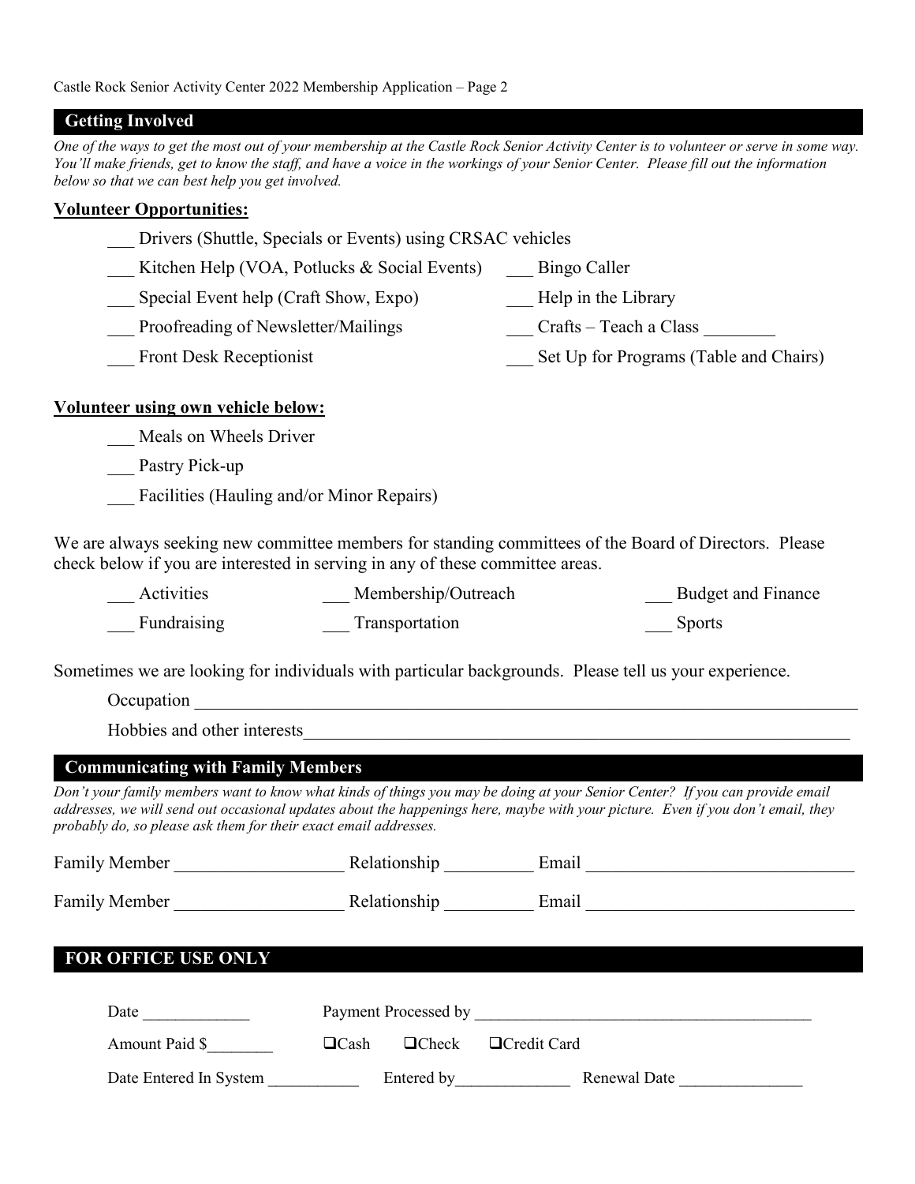## Getting Involved

*One of the ways to get the most out of your membership at the Castle Rock Senior Activity Center is to volunteer or serve in some way. You'll make friends, get to know the staff, and have a voice in the workings of your Senior Center. Please fill out the information below so that we can best help you get involved.*

**Volunteer Opportunities:**

___ Drivers (Shuttle, Specials or Events) using CRSAC vehicles

___ Kitchen Help (VOA, Potlucks & Social Events)

___ Special Event help (Craft Show, Expo)

___ Proofreading of Newsletter/Mailings

___ Front Desk Receptionist

___ Bingo Caller

___ Help in the Library

___ Crafts – Teach a Class ________

___ Set Up for Programs (Table and Chairs)

**Volunteer using own vehicle below:**

___ Meals on Wheels Driver

___ Pastry Pick-up

___ Facilities (Hauling and/or Minor Repairs)

We are always seeking new committee members for standing committees of the Board of Directors. Please check below if you are interested in serving in any of these committee areas.

___ Activities

___ Membership/Outreach

___ Budget and Finance

___ Fundraising

___ Transportation

___ Sports

Sometimes we are looking for individuals with particular backgrounds. Please tell us your experience.

Occupation ________________________________________________________________________

Hobbies and other interests______________________________________________________________

## Communicating with Family Members

*Don't your family members want to know what kinds of things you may be doing at your Senior Center? If you can provide email addresses, we will send out occasional updates about the happenings here, maybe with your picture. Even if you don't email, they probably do, so please ask them for their exact email addresses.*

Family Member __________________ Relationship _________ Email ____________________________

Family Member __________________ Relationship _________ Email ____________________________

## FOR OFFICE USE ONLY

Date ____________ Payment Processed by ________________________________________

Amount Paid $________ ❑Cash ❑Check ❑Credit Card

Date Entered In System __________ Entered by_____________ Renewal Date ______________